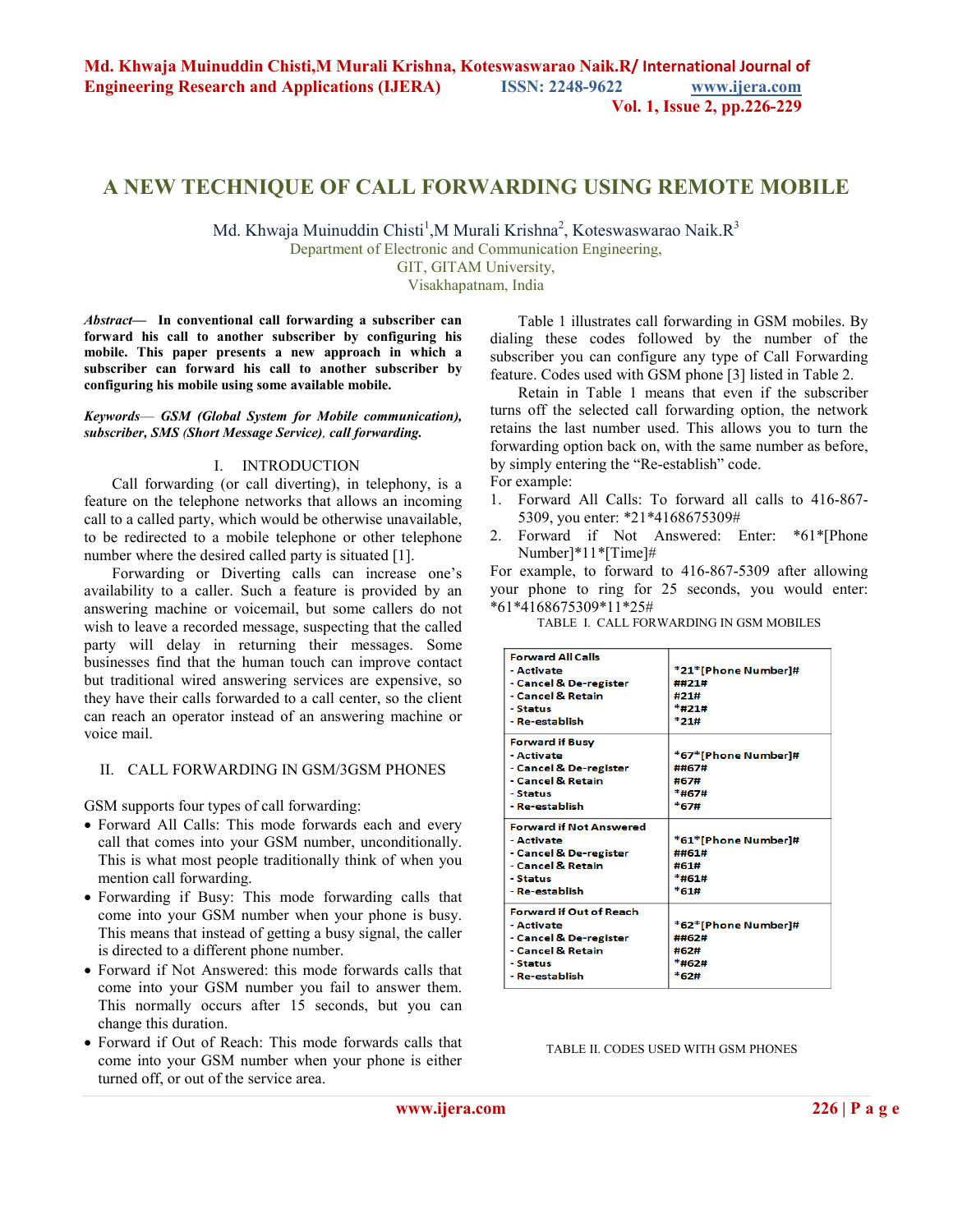# A NEW TECHNIQUE OF CALL FORWARDING USING REMOTE MOBILE

Md. Khwaja Muinuddin Chisti[1], M Murali Krishna[2], Koteswaswarao Naik.R[3]

Department of Electronic and Communication Engineering,
GIT, GITAM University,
Visakhapatnam, India

***Abstract*— In conventional call forwarding a subscriber can forward his call to another subscriber by configuring his mobile. This paper presents a new approach in which a subscriber can forward his call to another subscriber by configuring his mobile using some available mobile.**

***Keywords*— GSM (Global System for Mobile communication), subscriber, SMS (Short Message Service), call forwarding.**

## I. INTRODUCTION

Call forwarding (or call diverting), in telephony, is a feature on the telephone networks that allows an incoming call to a called party, which would be otherwise unavailable, to be redirected to a mobile telephone or other telephone number where the desired called party is situated [1].

Forwarding or Diverting calls can increase one's availability to a caller. Such a feature is provided by an answering machine or voicemail, but some callers do not wish to leave a recorded message, suspecting that the called party will delay in returning their messages. Some businesses find that the human touch can improve contact but traditional wired answering services are expensive, so they have their calls forwarded to a call center, so the client can reach an operator instead of an answering machine or voice mail.

## II. CALL FORWARDING IN GSM/3GSM PHONES

GSM supports four types of call forwarding:

- Forward All Calls: This mode forwards each and every call that comes into your GSM number, unconditionally. This is what most people traditionally think of when you mention call forwarding.
- Forwarding if Busy: This mode forwarding calls that come into your GSM number when your phone is busy. This means that instead of getting a busy signal, the caller is directed to a different phone number.
- Forward if Not Answered: this mode forwards calls that come into your GSM number you fail to answer them. This normally occurs after 15 seconds, but you can change this duration.
- Forward if Out of Reach: This mode forwards calls that come into your GSM number when your phone is either turned off, or out of the service area.

Table 1 illustrates call forwarding in GSM mobiles. By dialing these codes followed by the number of the subscriber you can configure any type of Call Forwarding feature. Codes used with GSM phone [3] listed in Table 2.

Retain in Table 1 means that even if the subscriber turns off the selected call forwarding option, the network retains the last number used. This allows you to turn the forwarding option back on, with the same number as before, by simply entering the "Re-establish" code.

For example:

1. Forward All Calls: To forward all calls to 416-867-5309, you enter: *21*4168675309#
2. Forward if Not Answered: Enter: *61*[Phone Number]*11*[Time]#

For example, to forward to 416-867-5309 after allowing your phone to ring for 25 seconds, you would enter: *61*4168675309*11*25#

TABLE I. CALL FORWARDING IN GSM MOBILES

| | |
|---|---|
| **Forward All Calls** | |
| - Activate | *21*[Phone Number]# |
| - Cancel & De-register | ##21# |
| - Cancel & Retain | #21# |
| - Status | *#21# |
| - Re-establish | *21# |
| **Forward if Busy** | |
| - Activate | *67*[Phone Number]# |
| - Cancel & De-register | ##67# |
| - Cancel & Retain | #67# |
| - Status | *#67# |
| - Re-establish | *67# |
| **Forward if Not Answered** | |
| - Activate | *61*[Phone Number]# |
| - Cancel & De-register | ##61# |
| - Cancel & Retain | #61# |
| - Status | *#61# |
| - Re-establish | *61# |
| **Forward if Out of Reach** | |
| - Activate | *62*[Phone Number]# |
| - Cancel & De-register | ##62# |
| - Cancel & Retain | #62# |
| - Status | *#62# |
| - Re-establish | *62# |

TABLE II. CODES USED WITH GSM PHONES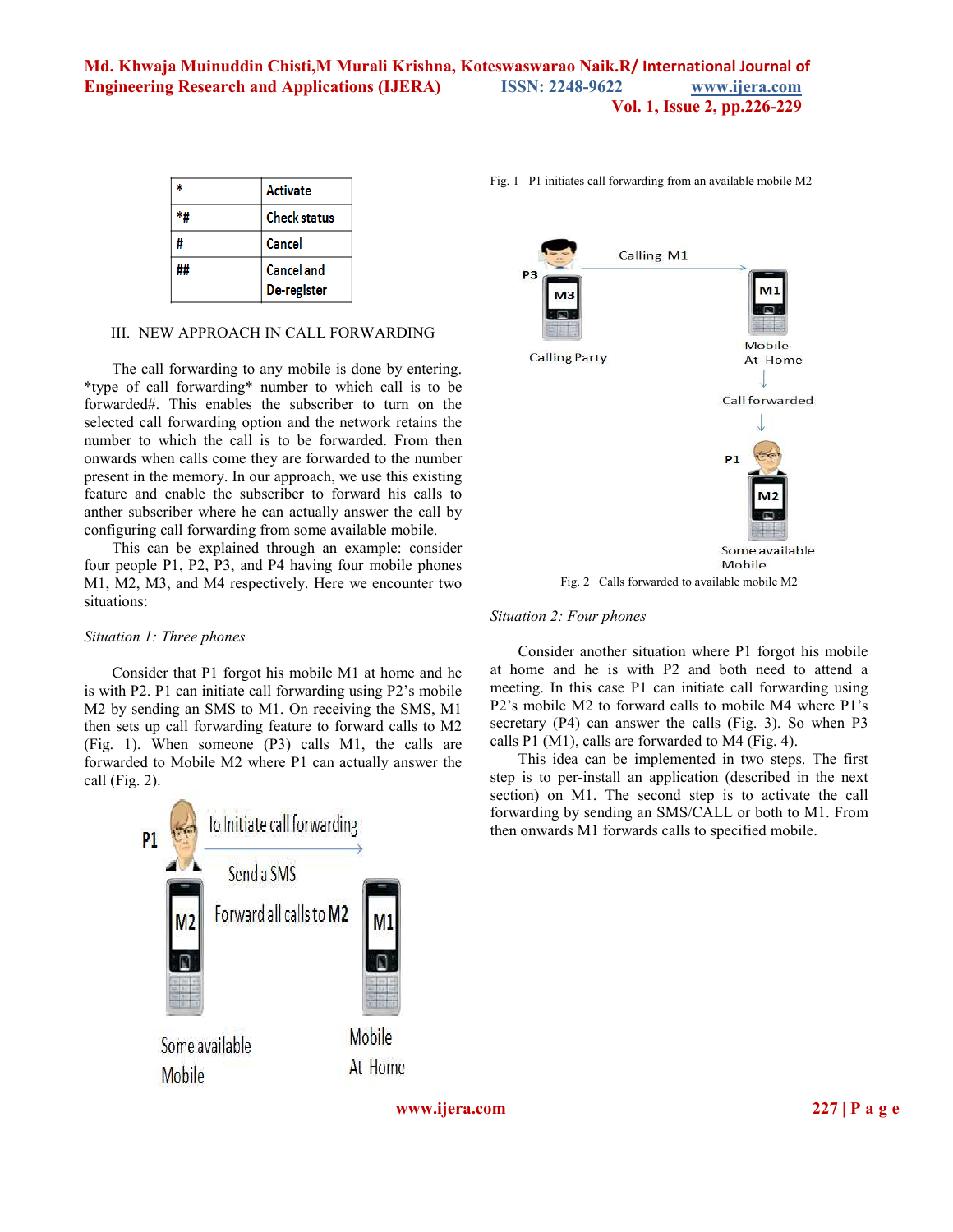| * | Activate |
|---|---|
| *# | Check status |
| # | Cancel |
| ## | Cancel and De-register |

## III. NEW APPROACH IN CALL FORWARDING

The call forwarding to any mobile is done by entering. *type of call forwarding* number to which call is to be forwarded#. This enables the subscriber to turn on the selected call forwarding option and the network retains the number to which the call is to be forwarded. From then onwards when calls come they are forwarded to the number present in the memory. In our approach, we use this existing feature and enable the subscriber to forward his calls to anther subscriber where he can actually answer the call by configuring call forwarding from some available mobile.

This can be explained through an example: consider four people P1, P2, P3, and P4 having four mobile phones M1, M2, M3, and M4 respectively. Here we encounter two situations:

*Situation 1: Three phones*

Consider that P1 forgot his mobile M1 at home and he is with P2. P1 can initiate call forwarding using P2's mobile M2 by sending an SMS to M1. On receiving the SMS, M1 then sets up call forwarding feature to forward calls to M2 (Fig. 1). When someone (P3) calls M1, the calls are forwarded to Mobile M2 where P1 can actually answer the call (Fig. 2).

Fig. 1 P1 initiates call forwarding from an available mobile M2

Fig. 2 Calls forwarded to available mobile M2

*Situation 2: Four phones*

Consider another situation where P1 forgot his mobile at home and he is with P2 and both need to attend a meeting. In this case P1 can initiate call forwarding using P2's mobile M2 to forward calls to mobile M4 where P1's secretary (P4) can answer the calls (Fig. 3). So when P3 calls P1 (M1), calls are forwarded to M4 (Fig. 4).

This idea can be implemented in two steps. The first step is to per-install an application (described in the next section) on M1. The second step is to activate the call forwarding by sending an SMS/CALL or both to M1. From then onwards M1 forwards calls to specified mobile.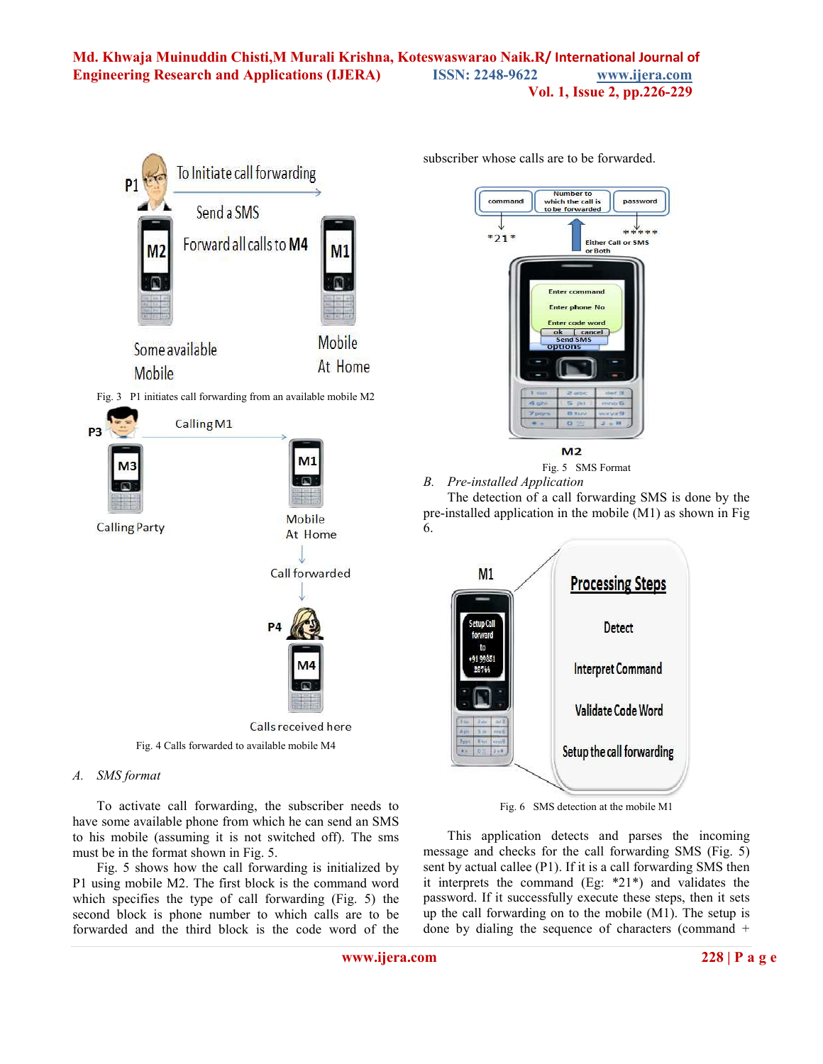Fig. 3 P1 initiates call forwarding from an available mobile M2

Fig. 4 Calls forwarded to available mobile M4

*A. SMS format*

To activate call forwarding, the subscriber needs to have some available phone from which he can send an SMS to his mobile (assuming it is not switched off). The sms must be in the format shown in Fig. 5.

Fig. 5 shows how the call forwarding is initialized by P1 using mobile M2. The first block is the command word which specifies the type of call forwarding (Fig. 5) the second block is phone number to which calls are to be forwarded and the third block is the code word of the subscriber whose calls are to be forwarded.

Fig. 5 SMS Format

*B. Pre-installed Application*

The detection of a call forwarding SMS is done by the pre-installed application in the mobile (M1) as shown in Fig 6.

Fig. 6 SMS detection at the mobile M1

This application detects and parses the incoming message and checks for the call forwarding SMS (Fig. 5) sent by actual callee (P1). If it is a call forwarding SMS then it interprets the command (Eg: *21*) and validates the password. If it successfully execute these steps, then it sets up the call forwarding on to the mobile (M1). The setup is done by dialing the sequence of characters (command +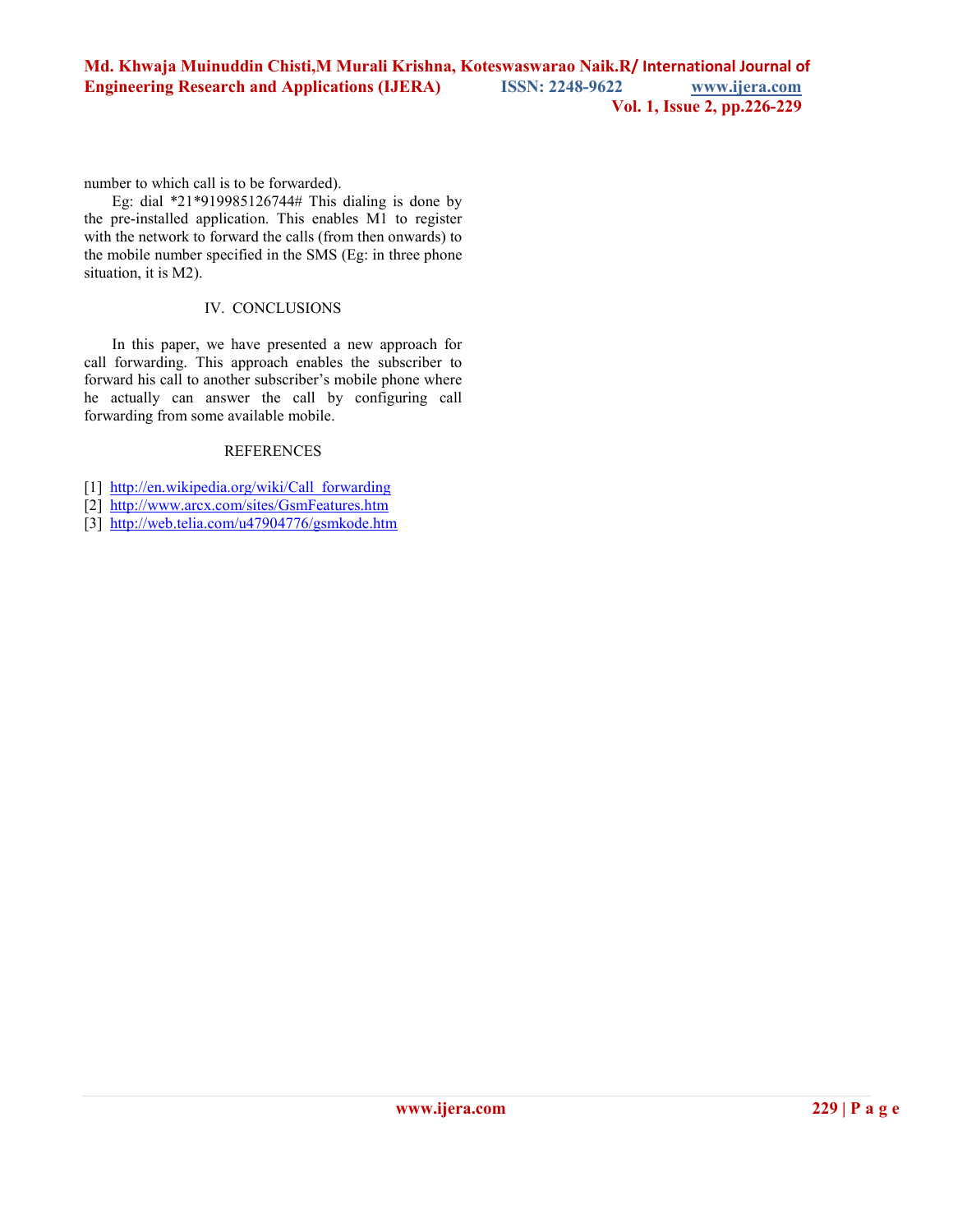number to which call is to be forwarded).

Eg: dial *21*919985126744# This dialing is done by the pre-installed application. This enables M1 to register with the network to forward the calls (from then onwards) to the mobile number specified in the SMS (Eg: in three phone situation, it is M2).

## IV. CONCLUSIONS

In this paper, we have presented a new approach for call forwarding. This approach enables the subscriber to forward his call to another subscriber's mobile phone where he actually can answer the call by configuring call forwarding from some available mobile.

## REFERENCES

[1] http://en.wikipedia.org/wiki/Call_forwarding
[2] http://www.arcx.com/sites/GsmFeatures.htm
[3] http://web.telia.com/u47904776/gsmkode.htm